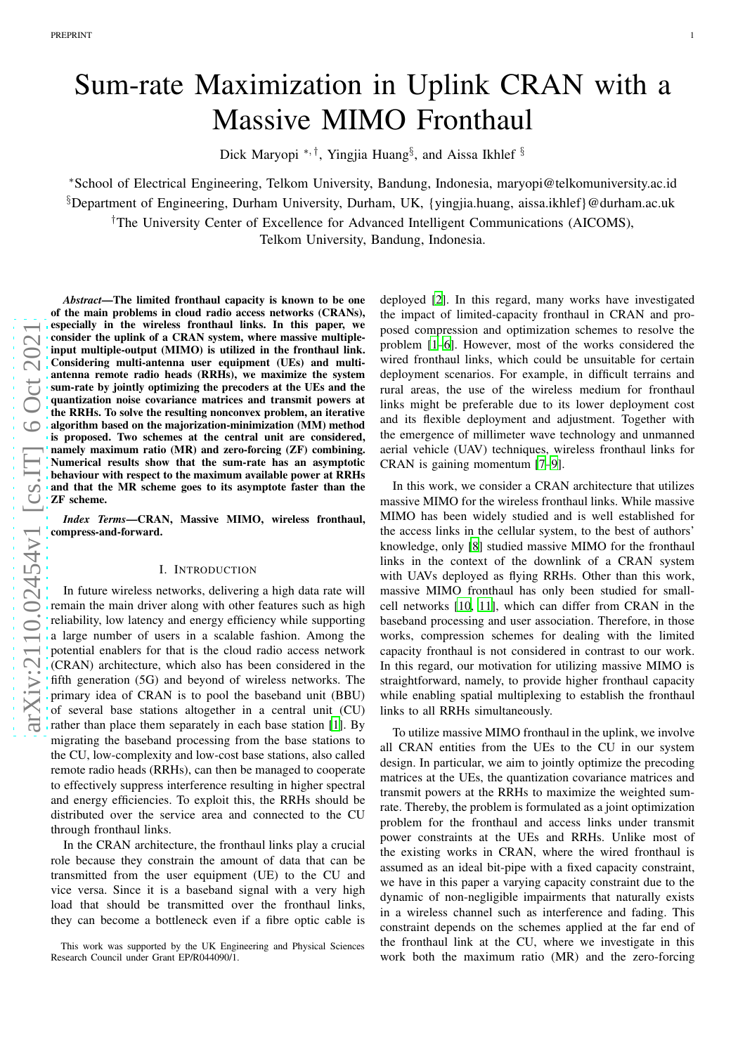# Sum-rate Maximization in Uplink CRAN with a Massive MIMO Fronthaul

Dick Maryopi [*,†], Yingjia Huang[§], and Aissa Ikhlef [§]

[*]School of Electrical Engineering, Telkom University, Bandung, Indonesia, maryopi@telkomuniversity.ac.id
[§]Department of Engineering, Durham University, Durham, UK, {yingjia.huang, aissa.ikhlef}@durham.ac.uk
[†]The University Center of Excellence for Advanced Intelligent Communications (AICOMS), Telkom University, Bandung, Indonesia.

***Abstract*—The limited fronthaul capacity is known to be one of the main problems in cloud radio access networks (CRANs), especially in the wireless fronthaul links. In this paper, we consider the uplink of a CRAN system, where massive multiple-input multiple-output (MIMO) is utilized in the fronthaul link. Considering multi-antenna user equipment (UEs) and multi-antenna remote radio heads (RRHs), we maximize the system sum-rate by jointly optimizing the precoders at the UEs and the quantization noise covariance matrices and transmit powers at the RRHs. To solve the resulting nonconvex problem, an iterative algorithm based on the majorization-minimization (MM) method is proposed. Two schemes at the central unit are considered, namely maximum ratio (MR) and zero-forcing (ZF) combining. Numerical results show that the sum-rate has an asymptotic behaviour with respect to the maximum available power at RRHs and that the MR scheme goes to its asymptote faster than the ZF scheme.**

***Index Terms*—CRAN, Massive MIMO, wireless fronthaul, compress-and-forward.**

## I. Introduction

In future wireless networks, delivering a high data rate will remain the main driver along with other features such as high reliability, low latency and energy efficiency while supporting a large number of users in a scalable fashion. Among the potential enablers for that is the cloud radio access network (CRAN) architecture, which also has been considered in the fifth generation (5G) and beyond of wireless networks. The primary idea of CRAN is to pool the baseband unit (BBU) of several base stations altogether in a central unit (CU) rather than place them separately in each base station [1]. By migrating the baseband processing from the base stations to the CU, low-complexity and low-cost base stations, also called remote radio heads (RRHs), can then be managed to cooperate to effectively suppress interference resulting in higher spectral and energy efficiencies. To exploit this, the RRHs should be distributed over the service area and connected to the CU through fronthaul links.

In the CRAN architecture, the fronthaul links play a crucial role because they constrain the amount of data that can be transmitted from the user equipment (UE) to the CU and vice versa. Since it is a baseband signal with a very high load that should be transmitted over the fronthaul links, they can become a bottleneck even if a fibre optic cable is deployed [2]. In this regard, many works have investigated the impact of limited-capacity fronthaul in CRAN and proposed compression and optimization schemes to resolve the problem [1–6]. However, most of the works considered the wired fronthaul links, which could be unsuitable for certain deployment scenarios. For example, in difficult terrains and rural areas, the use of the wireless medium for fronthaul links might be preferable due to its lower deployment cost and its flexible deployment and adjustment. Together with the emergence of millimeter wave technology and unmanned aerial vehicle (UAV) techniques, wireless fronthaul links for CRAN is gaining momentum [7–9].

In this work, we consider a CRAN architecture that utilizes massive MIMO for the wireless fronthaul links. While massive MIMO has been widely studied and is well established for the access links in the cellular system, to the best of authors' knowledge, only [8] studied massive MIMO for the fronthaul links in the context of the downlink of a CRAN system with UAVs deployed as flying RRHs. Other than this work, massive MIMO fronthaul has only been studied for small-cell networks [10, 11], which can differ from CRAN in the baseband processing and user association. Therefore, in those works, compression schemes for dealing with the limited capacity fronthaul is not considered in contrast to our work. In this regard, our motivation for utilizing massive MIMO is straightforward, namely, to provide higher fronthaul capacity while enabling spatial multiplexing to establish the fronthaul links to all RRHs simultaneously.

To utilize massive MIMO fronthaul in the uplink, we involve all CRAN entities from the UEs to the CU in our system design. In particular, we aim to jointly optimize the precoding matrices at the UEs, the quantization covariance matrices and transmit powers at the RRHs to maximize the weighted sum-rate. Thereby, the problem is formulated as a joint optimization problem for the fronthaul and access links under transmit power constraints at the UEs and RRHs. Unlike most of the existing works in CRAN, where the wired fronthaul is assumed as an ideal bit-pipe with a fixed capacity constraint, we have in this paper a varying capacity constraint due to the dynamic of non-negligible impairments that naturally exists in a wireless channel such as interference and fading. This constraint depends on the schemes applied at the far end of the fronthaul link at the CU, where we investigate in this work both the maximum ratio (MR) and the zero-forcing

This work was supported by the UK Engineering and Physical Sciences Research Council under Grant EP/R044090/1.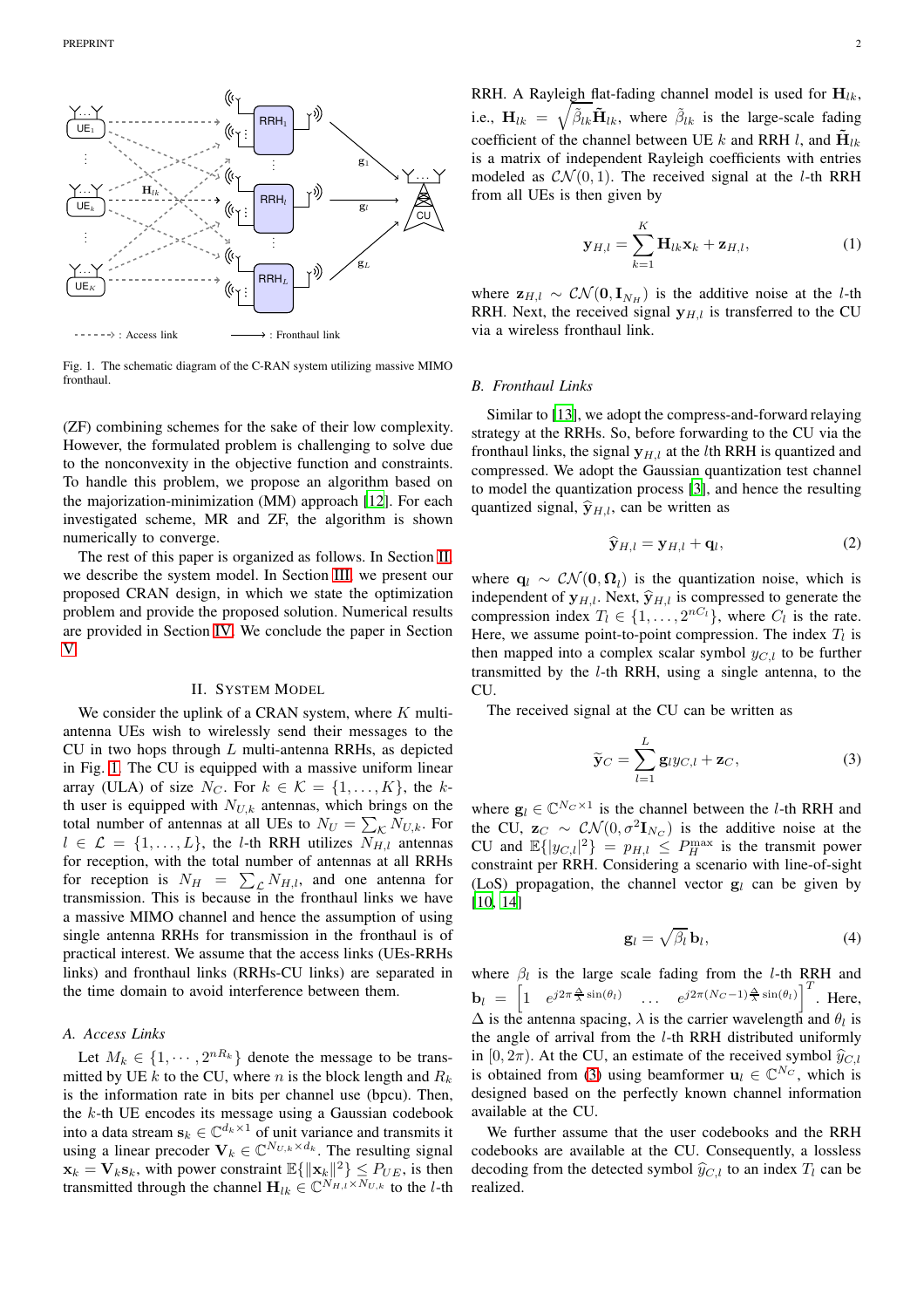Fig. 1. The schematic diagram of the C-RAN system utilizing massive MIMO fronthaul.

(ZF) combining schemes for the sake of their low complexity. However, the formulated problem is challenging to solve due to the nonconvexity in the objective function and constraints. To handle this problem, we propose an algorithm based on the majorization-minimization (MM) approach [12]. For each investigated scheme, MR and ZF, the algorithm is shown numerically to converge.

The rest of this paper is organized as follows. In Section II, we describe the system model. In Section III, we present our proposed CRAN design, in which we state the optimization problem and provide the proposed solution. Numerical results are provided in Section IV. We conclude the paper in Section V.

## II. System Model

We consider the uplink of a CRAN system, where $K$ multi-antenna UEs wish to wirelessly send their messages to the CU in two hops through $L$ multi-antenna RRHs, as depicted in Fig. 1. The CU is equipped with a massive uniform linear array (ULA) of size $N_C$. For $k \in \mathcal{K} = \{1, \ldots, K\}$, the $k$-th user is equipped with $N_{U,k}$ antennas, which brings on the total number of antennas at all UEs to $N_U = \sum_{\mathcal{K}} N_{U,k}$. For $l \in \mathcal{L} = \{1, \ldots, L\}$, the $l$-th RRH utilizes $N_{H,l}$ antennas for reception, with the total number of antennas at all RRHs for reception is $N_H = \sum_{\mathcal{L}} N_{H,l}$, and one antenna for transmission. This is because in the fronthaul links we have a massive MIMO channel and hence the assumption of using single antenna RRHs for transmission in the fronthaul is of practical interest. We assume that the access links (UEs-RRHs links) and fronthaul links (RRHs-CU links) are separated in the time domain to avoid interference between them.

### A. Access Links

Let $M_k \in \{1, \cdots, 2^{nR_k}\}$ denote the message to be transmitted by UE $k$ to the CU, where $n$ is the block length and $R_k$ is the information rate in bits per channel use (bpcu). Then, the $k$-th UE encodes its message using a Gaussian codebook into a data stream $\mathbf{s}_k \in \mathbb{C}^{d_k \times 1}$ of unit variance and transmits it using a linear precoder $\mathbf{V}_k \in \mathbb{C}^{N_{U,k} \times d_k}$. The resulting signal $\mathbf{x}_k = \mathbf{V}_k \mathbf{s}_k$, with power constraint $\mathbb{E}\{\|\mathbf{x}_k\|^2\} \leq P_{UE}$, is then transmitted through the channel $\mathbf{H}_{lk} \in \mathbb{C}^{N_{H,l} \times N_{U,k}}$ to the $l$-th RRH. A Rayleigh flat-fading channel model is used for $\mathbf{H}_{lk}$, i.e., $\mathbf{H}_{lk} = \sqrt{\tilde{\beta}_{lk}} \tilde{\mathbf{H}}_{lk}$, where $\tilde{\beta}_{lk}$ is the large-scale fading coefficient of the channel between UE $k$ and RRH $l$, and $\tilde{\mathbf{H}}_{lk}$ is a matrix of independent Rayleigh coefficients with entries modeled as $\mathcal{CN}(0, 1)$. The received signal at the $l$-th RRH from all UEs is then given by

$$\mathbf{y}_{H,l} = \sum_{k=1}^{K} \mathbf{H}_{lk} \mathbf{x}_k + \mathbf{z}_{H,l}, \tag{1}$$

where $\mathbf{z}_{H,l} \sim \mathcal{CN}(\mathbf{0}, \mathbf{I}_{N_H})$ is the additive noise at the $l$-th RRH. Next, the received signal $\mathbf{y}_{H,l}$ is transferred to the CU via a wireless fronthaul link.

### B. Fronthaul Links

Similar to [13], we adopt the compress-and-forward relaying strategy at the RRHs. So, before forwarding to the CU via the fronthaul links, the signal $\mathbf{y}_{H,l}$ at the $l$th RRH is quantized and compressed. We adopt the Gaussian quantization test channel to model the quantization process [3], and hence the resulting quantized signal, $\widehat{\mathbf{y}}_{H,l}$, can be written as

$$\widehat{\mathbf{y}}_{H,l} = \mathbf{y}_{H,l} + \mathbf{q}_l, \tag{2}$$

where $\mathbf{q}_l \sim \mathcal{CN}(\mathbf{0}, \mathbf{\Omega}_l)$ is the quantization noise, which is independent of $\mathbf{y}_{H,l}$. Next, $\widehat{\mathbf{y}}_{H,l}$ is compressed to generate the compression index $T_l \in \{1, \ldots, 2^{nC_l}\}$, where $C_l$ is the rate. Here, we assume point-to-point compression. The index $T_l$ is then mapped into a complex scalar symbol $y_{C,l}$ to be further transmitted by the $l$-th RRH, using a single antenna, to the CU.

The received signal at the CU can be written as

$$\widetilde{\mathbf{y}}_C = \sum_{l=1}^{L} \mathbf{g}_l y_{C,l} + \mathbf{z}_C, \tag{3}$$

where $\mathbf{g}_l \in \mathbb{C}^{N_C \times 1}$ is the channel between the $l$-th RRH and the CU, $\mathbf{z}_C \sim \mathcal{CN}(0, \sigma^2 \mathbf{I}_{N_C})$ is the additive noise at the CU and $\mathbb{E}\{|y_{C,l}|^2\} = p_{H,l} \leq P_H^{\max}$ is the transmit power constraint per RRH. Considering a scenario with line-of-sight (LoS) propagation, the channel vector $\mathbf{g}_l$ can be given by [10, 14]

$$\mathbf{g}_l = \sqrt{\beta_l} \mathbf{b}_l, \tag{4}$$

where $\beta_l$ is the large scale fading from the $l$-th RRH and $\mathbf{b}_l = \begin{bmatrix} 1 & e^{j2\pi \frac{\Delta}{\lambda} \sin(\theta_l)} & \ldots & e^{j2\pi (N_C - 1) \frac{\Delta}{\lambda} \sin(\theta_l)} \end{bmatrix}^T$. Here, $\Delta$ is the antenna spacing, $\lambda$ is the carrier wavelength and $\theta_l$ is the angle of arrival from the $l$-th RRH distributed uniformly in $[0, 2\pi)$. At the CU, an estimate of the received symbol $\widehat{y}_{C,l}$ is obtained from (3) using beamformer $\mathbf{u}_l \in \mathbb{C}^{N_C}$, which is designed based on the perfectly known channel information available at the CU.

We further assume that the user codebooks and the RRH codebooks are available at the CU. Consequently, a lossless decoding from the detected symbol $\widehat{y}_{C,l}$ to an index $T_l$ can be realized.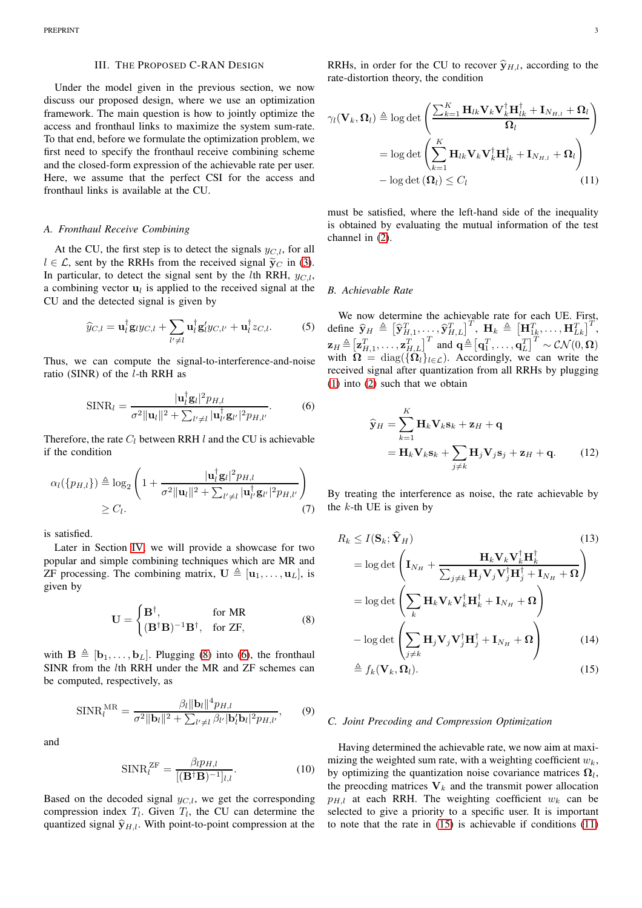## III. The Proposed C-RAN Design

Under the model given in the previous section, we now discuss our proposed design, where we use an optimization framework. The main question is how to jointly optimize the access and fronthaul links to maximize the system sum-rate. To that end, before we formulate the optimization problem, we first need to specify the fronthaul receive combining scheme and the closed-form expression of the achievable rate per user. Here, we assume that the perfect CSI for the access and fronthaul links is available at the CU.

### A. Fronthaul Receive Combining

At the CU, the first step is to detect the signals $y_{C,l}$, for all $l \in \mathcal{L}$, sent by the RRHs from the received signal $\widetilde{\mathbf{y}}_C$ in (3). In particular, to detect the signal sent by the $l$th RRH, $y_{C,l}$, a combining vector $\mathbf{u}_l$ is applied to the received signal at the CU and the detected signal is given by

$$\widehat{y}_{C,l} = \mathbf{u}_l^\dagger \mathbf{g}_l y_{C,l} + \sum_{l' \neq l} \mathbf{u}_l^\dagger \mathbf{g}_l' y_{C,l'} + \mathbf{u}_l^\dagger z_{C,l}. \tag{5}$$

Thus, we can compute the signal-to-interference-and-noise ratio (SINR) of the $l$-th RRH as

$$\mathrm{SINR}_l = \frac{|\mathbf{u}_l^\dagger \mathbf{g}_l|^2 p_{H,l}}{\sigma^2 \|\mathbf{u}_l\|^2 + \sum_{l' \neq l} |\mathbf{u}_{l'}^\dagger \mathbf{g}_{l'}|^2 p_{H,l'}}. \tag{6}$$

Therefore, the rate $C_l$ between RRH $l$ and the CU is achievable if the condition

$$\alpha_l(\{p_{H,l}\}) \triangleq \log_2 \left( 1 + \frac{|\mathbf{u}_l^\dagger \mathbf{g}_l|^2 p_{H,l}}{\sigma^2 \|\mathbf{u}_l\|^2 + \sum_{l' \neq l} |\mathbf{u}_{l'}^\dagger \mathbf{g}_{l'}|^2 p_{H,l'}} \right) \geq C_l. \tag{7}$$

is satisfied.

Later in Section IV, we will provide a showcase for two popular and simple combining techniques which are MR and ZF processing. The combining matrix, $\mathbf{U} \triangleq [\mathbf{u}_1, \ldots, \mathbf{u}_L]$, is given by

$$\mathbf{U} = \begin{cases} \mathbf{B}^\dagger, & \text{for MR} \\ (\mathbf{B}^\dagger \mathbf{B})^{-1} \mathbf{B}^\dagger, & \text{for ZF,} \end{cases} \tag{8}$$

with $\mathbf{B} \triangleq [\mathbf{b}_1, \ldots, \mathbf{b}_L]$. Plugging (8) into (6), the fronthaul SINR from the $l$th RRH under the MR and ZF schemes can be computed, respectively, as

$$\mathrm{SINR}_l^{\mathrm{MR}} = \frac{\beta_l \|\mathbf{b}_l\|^4 p_{H,l}}{\sigma^2 \|\mathbf{b}_l\|^2 + \sum_{l' \neq l} \beta_{l'} |\mathbf{b}_l^\dagger \mathbf{b}_l|^2 p_{H,l'}}, \tag{9}$$

and

$$\mathrm{SINR}_l^{\mathrm{ZF}} = \frac{\beta_l p_{H,l}}{[(\mathbf{B}^\dagger \mathbf{B})^{-1}]_{l,l}}. \tag{10}$$

Based on the decoded signal $y_{C,l}$, we get the corresponding compression index $T_l$. Given $T_l$, the CU can determine the quantized signal $\widehat{\mathbf{y}}_{H,l}$. With point-to-point compression at the RRHs, in order for the CU to recover $\widehat{\mathbf{y}}_{H,l}$, according to the rate-distortion theory, the condition

$$\begin{aligned} \gamma_l(\mathbf{V}_k, \mathbf{\Omega}_l) &\triangleq \log\det \left( \frac{\sum_{k=1}^K \mathbf{H}_{lk} \mathbf{V}_k \mathbf{V}_k^\dagger \mathbf{H}_{lk}^\dagger + \mathbf{I}_{N_{H,l}} + \mathbf{\Omega}_l}{\mathbf{\Omega}_l} \right) \\ &= \log\det \left( \sum_{k=1}^K \mathbf{H}_{lk} \mathbf{V}_k \mathbf{V}_k^\dagger \mathbf{H}_{lk}^\dagger + \mathbf{I}_{N_{H,l}} + \mathbf{\Omega}_l \right) \\ &\quad - \log\det(\mathbf{\Omega}_l) \leq C_l \end{aligned} \tag{11}$$

must be satisfied, where the left-hand side of the inequality is obtained by evaluating the mutual information of the test channel in (2).

### B. Achievable Rate

We now determine the achievable rate for each UE. First, define $\widehat{\mathbf{y}}_H \triangleq [\widehat{\mathbf{y}}_{H,1}^T, \ldots, \widehat{\mathbf{y}}_{H,L}^T]^T$, $\mathbf{H}_k \triangleq [\mathbf{H}_{1k}^T, \ldots, \mathbf{H}_{Lk}^T]^T$, $\mathbf{z}_H \triangleq [\mathbf{z}_{H,1}^T, \ldots, \mathbf{z}_{H,L}^T]^T$ and $\mathbf{q} \triangleq [\mathbf{q}_1^T, \ldots, \mathbf{q}_L^T]^T \sim \mathcal{CN}(0, \mathbf{\Omega})$ with $\mathbf{\Omega} = \mathrm{diag}(\{\mathbf{\Omega}_l\}_{l \in \mathcal{L}})$. Accordingly, we can write the received signal after quantization from all RRHs by plugging (1) into (2) such that we obtain

$$\begin{aligned} \widehat{\mathbf{y}}_H &= \sum_{k=1}^K \mathbf{H}_k \mathbf{V}_k \mathbf{s}_k + \mathbf{z}_H + \mathbf{q} \\ &= \mathbf{H}_k \mathbf{V}_k \mathbf{s}_k + \sum_{j \neq k} \mathbf{H}_j \mathbf{V}_j \mathbf{s}_j + \mathbf{z}_H + \mathbf{q}. \end{aligned} \tag{12}$$

By treating the interference as noise, the rate achievable by the $k$-th UE is given by

$$\begin{aligned} R_k &\leq I(\mathbf{S}_k; \widehat{\mathbf{Y}}_H) \qquad (13) \\ &= \log\det \left( \mathbf{I}_{N_H} + \frac{\mathbf{H}_k \mathbf{V}_k \mathbf{V}_k^\dagger \mathbf{H}_k^\dagger}{\sum_{j \neq k} \mathbf{H}_j \mathbf{V}_j \mathbf{V}_j^\dagger \mathbf{H}_j^\dagger + \mathbf{I}_{N_H} + \mathbf{\Omega}} \right) \\ &= \log\det \left( \sum_k \mathbf{H}_k \mathbf{V}_k \mathbf{V}_k^\dagger \mathbf{H}_k^\dagger + \mathbf{I}_{N_H} + \mathbf{\Omega} \right) \\ &\quad - \log\det \left( \sum_{j \neq k} \mathbf{H}_j \mathbf{V}_j \mathbf{V}_j^\dagger \mathbf{H}_j^\dagger + \mathbf{I}_{N_H} + \mathbf{\Omega} \right) \qquad (14) \\ &\triangleq f_k(\mathbf{V}_k, \mathbf{\Omega}_l). \qquad (15) \end{aligned}$$

### C. Joint Precoding and Compression Optimization

Having determined the achievable rate, we now aim at maximizing the weighted sum rate, with a weighting coefficient $w_k$, by optimizing the quantization noise covariance matrices $\mathbf{\Omega}_l$, the preocding matrices $\mathbf{V}_k$ and the transmit power allocation $p_{H,l}$ at each RRH. The weighting coefficient $w_k$ can be selected to give a priority to a specific user. It is important to note that the rate in (15) is achievable if conditions (11)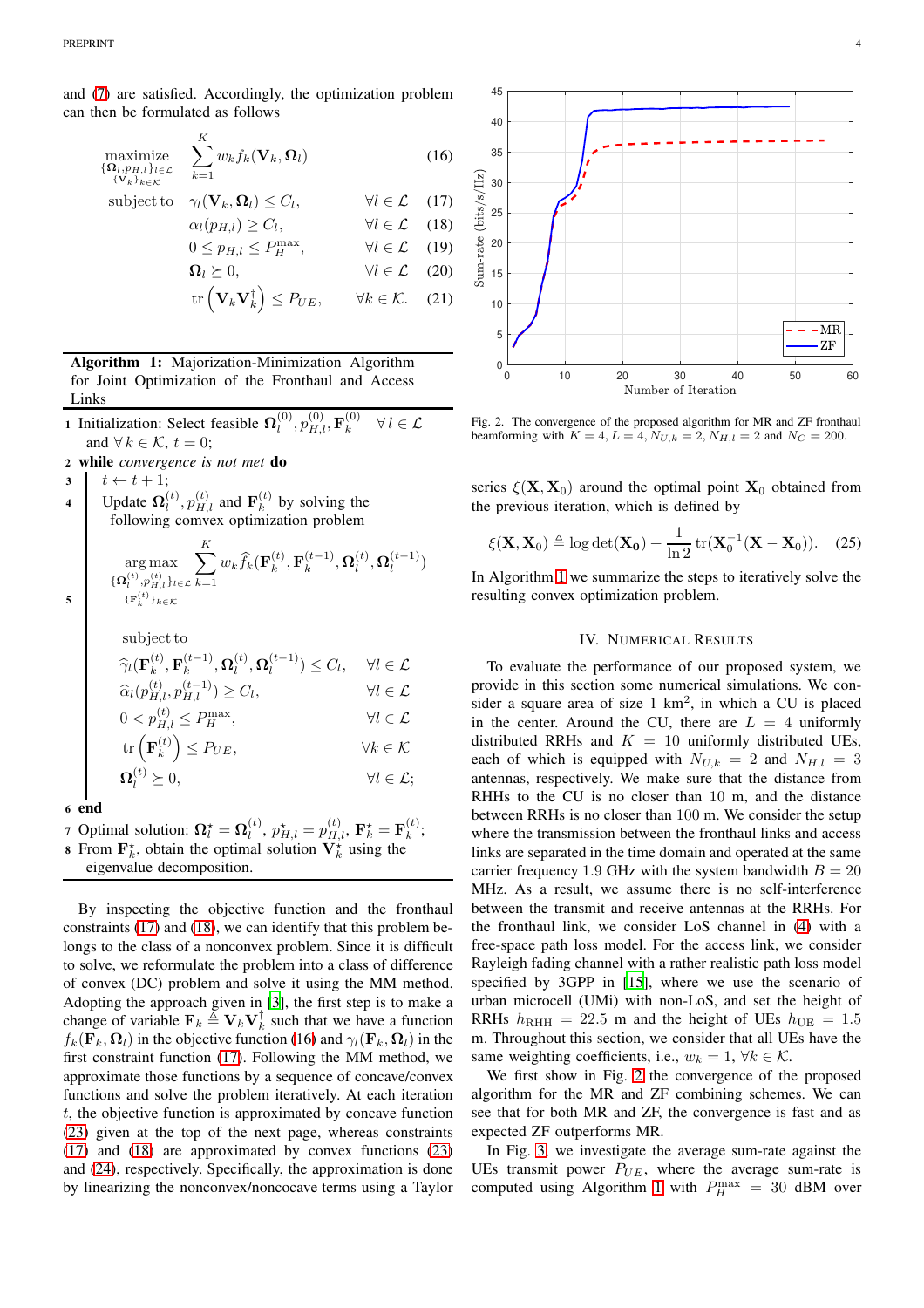and (7) are satisfied. Accordingly, the optimization problem can then be formulated as follows

$$
\begin{aligned}
\underset{\substack{\{\mathbf{\Omega}_l, p_{H,l}\}_{l\in\mathcal{L}} \\ \{\mathbf{V}_k\}_{k\in\mathcal{K}}}}{\text{maximize}} \quad & \sum_{k=1}^{K} w_k f_k(\mathbf{V}_k, \mathbf{\Omega}_l) && (16)\\
\text{subject to} \quad & \gamma_l(\mathbf{V}_k, \mathbf{\Omega}_l) \le C_l, \quad \forall l \in \mathcal{L} && (17)\\
& \alpha_l(p_{H,l}) \ge C_l, \quad \forall l \in \mathcal{L} && (18)\\
& 0 \le p_{H,l} \le P_H^{\max}, \quad \forall l \in \mathcal{L} && (19)\\
& \mathbf{\Omega}_l \succeq 0, \quad \forall l \in \mathcal{L} && (20)\\
& \operatorname{tr}\left(\mathbf{V}_k \mathbf{V}_k^\dagger\right) \le P_{UE}, \quad \forall k \in \mathcal{K}. && (21)
\end{aligned}
$$

**Algorithm 1:** Majorization-Minimization Algorithm for Joint Optimization of the Fronthaul and Access Links

1. Initialization: Select feasible $\mathbf{\Omega}_l^{(0)}, p_{H,l}^{(0)}, \mathbf{F}_k^{(0)} \quad \forall l \in \mathcal{L}$ and $\forall\, k \in \mathcal{K}$, $t = 0$;
2. **while** *convergence is not met* **do**
3. $\quad t \leftarrow t + 1$;
4. $\quad$ Update $\mathbf{\Omega}_l^{(t)}, p_{H,l}^{(t)}$ and $\mathbf{F}_k^{(t)}$ by solving the following convex optimization problem
5. 
$$
\begin{aligned}
\underset{\substack{\{\mathbf{\Omega}_l^{(t)}, p_{H,l}^{(t)}\}_{l\in\mathcal{L}} \\ \{\mathbf{F}_k^{(t)}\}_{k\in\mathcal{K}}}}{\arg\max} \quad & \sum_{k=1}^{K} w_k \widehat{f}_k(\mathbf{F}_k^{(t)}, \mathbf{F}_k^{(t-1)}, \mathbf{\Omega}_l^{(t)}, \mathbf{\Omega}_l^{(t-1)})\\
\text{subject to} \quad & \widehat{\gamma}_l(\mathbf{F}_k^{(t)}, \mathbf{F}_k^{(t-1)}, \mathbf{\Omega}_l^{(t)}, \mathbf{\Omega}_l^{(t-1)}) \le C_l, \quad \forall l \in \mathcal{L}\\
& \widehat{\alpha}_l(p_{H,l}^{(t)}, p_{H,l}^{(t-1)}) \ge C_l, \quad \forall l \in \mathcal{L}\\
& 0 < p_{H,l}^{(t)} \le P_H^{\max}, \quad \forall l \in \mathcal{L}\\
& \operatorname{tr}\left(\mathbf{F}_k^{(t)}\right) \le P_{UE}, \quad \forall k \in \mathcal{K}\\
& \mathbf{\Omega}_l^{(t)} \succeq 0, \quad \forall l \in \mathcal{L};
\end{aligned}
$$
6. **end**
7. Optimal solution: $\mathbf{\Omega}_l^\star = \mathbf{\Omega}_l^{(t)}$, $p_{H,l}^\star = p_{H,l}^{(t)}$, $\mathbf{F}_k^\star = \mathbf{F}_k^{(t)}$;
8. From $\mathbf{F}_k^\star$, obtain the optimal solution $\mathbf{V}_k^\star$ using the eigenvalue decomposition.

By inspecting the objective function and the fronthaul constraints (17) and (18), we can identify that this problem belongs to the class of a nonconvex problem. Since it is difficult to solve, we reformulate the problem into a class of difference of convex (DC) problem and solve it using the MM method. Adopting the approach given in [3], the first step is to make a change of variable $\mathbf{F}_k \triangleq \mathbf{V}_k \mathbf{V}_k^\dagger$ such that we have a function $f_k(\mathbf{F}_k, \mathbf{\Omega}_l)$ in the objective function (16) and $\gamma_l(\mathbf{F}_k, \mathbf{\Omega}_l)$ in the first constraint function (17). Following the MM method, we approximate those functions by a sequence of concave/convex functions and solve the problem iteratively. At each iteration $t$, the objective function is approximated by concave function (23) given at the top of the next page, whereas constraints (17) and (18) are approximated by convex functions (23) and (24), respectively. Specifically, the approximation is done by linearizing the nonconvex/noncocave terms using a Taylor series $\xi(\mathbf{X}, \mathbf{X}_0)$ around the optimal point $\mathbf{X}_0$ obtained from the previous iteration, which is defined by

$$
\xi(\mathbf{X}, \mathbf{X}_0) \triangleq \log\det(\mathbf{X_0}) + \frac{1}{\ln 2}\operatorname{tr}(\mathbf{X}_0^{-1}(\mathbf{X} - \mathbf{X}_0)). \quad (25)
$$

In Algorithm 1 we summarize the steps to iteratively solve the resulting convex optimization problem.

Fig. 2. The convergence of the proposed algorithm for MR and ZF fronthaul beamforming with $K = 4, L = 4, N_{U,k} = 2, N_{H,l} = 2$ and $N_C = 200$.

## IV. Numerical Results

To evaluate the performance of our proposed system, we provide in this section some numerical simulations. We consider a square area of size 1 km$^2$, in which a CU is placed in the center. Around the CU, there are $L = 4$ uniformly distributed RRHs and $K = 10$ uniformly distributed UEs, each of which is equipped with $N_{U,k} = 2$ and $N_{H,l} = 3$ antennas, respectively. We make sure that the distance from RRHs to the CU is no closer than 10 m, and the distance between RRHs is no closer than 100 m. We consider the setup where the transmission between the fronthaul links and access links are separated in the time domain and operated at the same carrier frequency 1.9 GHz with the system bandwidth $B = 20$ MHz. As a result, we assume there is no self-interference between the transmit and receive antennas at the RRHs. For the fronthaul link, we consider LoS channel in (4) with a free-space path loss model. For the access link, we consider Rayleigh fading channel with a rather realistic path loss model specified by 3GPP in [15], where we use the scenario of urban microcell (UMi) with non-LoS, and set the height of RRHs $h_{\text{RHH}} = 22.5$ m and the height of UEs $h_{\text{UE}} = 1.5$ m. Throughout this section, we consider that all UEs have the same weighting coefficients, i.e., $w_k = 1, \forall k \in \mathcal{K}$.

We first show in Fig. 2 the convergence of the proposed algorithm for the MR and ZF combining schemes. We can see that for both MR and ZF, the convergence is fast and as expected ZF outperforms MR.

In Fig. 3, we investigate the average sum-rate against the UEs transmit power $P_{UE}$, where the average sum-rate is computed using Algorithm 1 with $P_H^{\max} = 30$ dBM over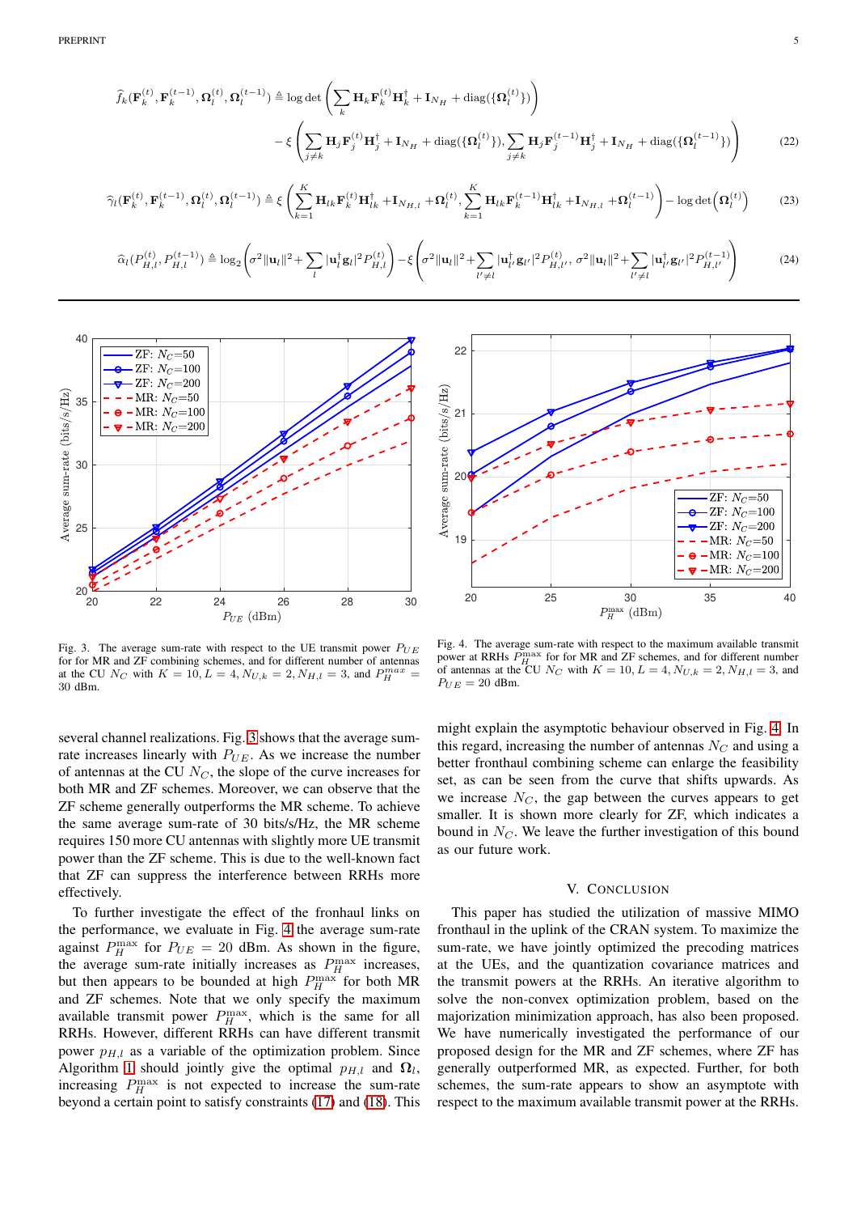$$\widehat{f}_k(\mathbf{F}_k^{(t)}, \mathbf{F}_k^{(t-1)}, \mathbf{\Omega}_l^{(t)}, \mathbf{\Omega}_l^{(t-1)}) \triangleq \log\det\left(\sum_k \mathbf{H}_k \mathbf{F}_k^{(t)} \mathbf{H}_k^\dagger + \mathbf{I}_{N_H} + \mathrm{diag}(\{\mathbf{\Omega}_l^{(t)}\})\right)$$

$$- \xi\left(\sum_{j\neq k} \mathbf{H}_j \mathbf{F}_j^{(t)} \mathbf{H}_j^\dagger + \mathbf{I}_{N_H} + \mathrm{diag}(\{\mathbf{\Omega}_l^{(t)}\}), \sum_{j\neq k} \mathbf{H}_j \mathbf{F}_j^{(t-1)} \mathbf{H}_j^\dagger + \mathbf{I}_{N_H} + \mathrm{diag}(\{\mathbf{\Omega}_l^{(t-1)}\})\right) \tag{22}$$

$$\widehat{\gamma}_l(\mathbf{F}_k^{(t)}, \mathbf{F}_k^{(t-1)}, \mathbf{\Omega}_l^{(t)}, \mathbf{\Omega}_l^{(t-1)}) \triangleq \xi\left(\sum_{k=1}^K \mathbf{H}_{lk} \mathbf{F}_k^{(t)} \mathbf{H}_{lk}^\dagger + \mathbf{I}_{N_{H,l}} + \mathbf{\Omega}_l^{(t)}, \sum_{k=1}^K \mathbf{H}_{lk} \mathbf{F}_k^{(t-1)} \mathbf{H}_{lk}^\dagger + \mathbf{I}_{N_{H,l}} + \mathbf{\Omega}_l^{(t-1)}\right) - \log\det\left(\mathbf{\Omega}_l^{(t)}\right) \tag{23}$$

$$\widehat{\alpha}_l(P_{H,l}^{(t)}, P_{H,l}^{(t-1)}) \triangleq \log_2\left(\sigma^2\|\mathbf{u}_l\|^2 + \sum_l |\mathbf{u}_l^\dagger \mathbf{g}_l|^2 P_{H,l}^{(t)}\right) - \xi\left(\sigma^2\|\mathbf{u}_l\|^2 + \sum_{l'\neq l} |\mathbf{u}_{l'}^\dagger \mathbf{g}_{l'}|^2 P_{H,l'}^{(t)}, \sigma^2\|\mathbf{u}_l\|^2 + \sum_{l'\neq l} |\mathbf{u}_{l'}^\dagger \mathbf{g}_{l'}|^2 P_{H,l'}^{(t-1)}\right) \tag{24}$$

Fig. 3. The average sum-rate with respect to the UE transmit power $P_{UE}$ for for MR and ZF combining schemes, and for different number of antennas at the CU $N_C$ with $K = 10, L = 4, N_{U,k} = 2, N_{H,l} = 3$, and $P_H^{max} = 30$ dBm.

Fig. 4. The average sum-rate with respect to the maximum available transmit power at RRHs $P_H^{\max}$ for for MR and ZF schemes, and for different number of antennas at the CU $N_C$ with $K = 10, L = 4, N_{U,k} = 2, N_{H,l} = 3$, and $P_{UE} = 20$ dBm.

several channel realizations. Fig. 3 shows that the average sum-rate increases linearly with $P_{UE}$. As we increase the number of antennas at the CU $N_C$, the slope of the curve increases for both MR and ZF schemes. Moreover, we can observe that the ZF scheme generally outperforms the MR scheme. To achieve the same average sum-rate of 30 bits/s/Hz, the MR scheme requires 150 more CU antennas with slightly more UE transmit power than the ZF scheme. This is due to the well-known fact that ZF can suppress the interference between RRHs more effectively.

To further investigate the effect of the fronhaul links on the performance, we evaluate in Fig. 4 the average sum-rate against $P_H^{\max}$ for $P_{UE} = 20$ dBm. As shown in the figure, the average sum-rate initially increases as $P_H^{\max}$ increases, but then appears to be bounded at high $P_H^{\max}$ for both MR and ZF schemes. Note that we only specify the maximum available transmit power $P_H^{\max}$, which is the same for all RRHs. However, different RRHs can have different transmit power $p_{H,l}$ as a variable of the optimization problem. Since Algorithm 1 should jointly give the optimal $p_{H,l}$ and $\mathbf{\Omega}_l$, increasing $P_H^{\max}$ is not expected to increase the sum-rate beyond a certain point to satisfy constraints (17) and (18). This might explain the asymptotic behaviour observed in Fig. 4. In this regard, increasing the number of antennas $N_C$ and using a better fronthaul combining scheme can enlarge the feasibility set, as can be seen from the curve that shifts upwards. As we increase $N_C$, the gap between the curves appears to get smaller. It is shown more clearly for ZF, which indicates a bound in $N_C$. We leave the further investigation of this bound as our future work.

## V. Conclusion

This paper has studied the utilization of massive MIMO fronthaul in the uplink of the CRAN system. To maximize the sum-rate, we have jointly optimized the precoding matrices at the UEs, and the quantization covariance matrices and the transmit powers at the RRHs. An iterative algorithm to solve the non-convex optimization problem, based on the majorization minimization approach, has also been proposed. We have numerically investigated the performance of our proposed design for the MR and ZF schemes, where ZF has generally outperformed MR, as expected. Further, for both schemes, the sum-rate appears to show an asymptote with respect to the maximum available transmit power at the RRHs.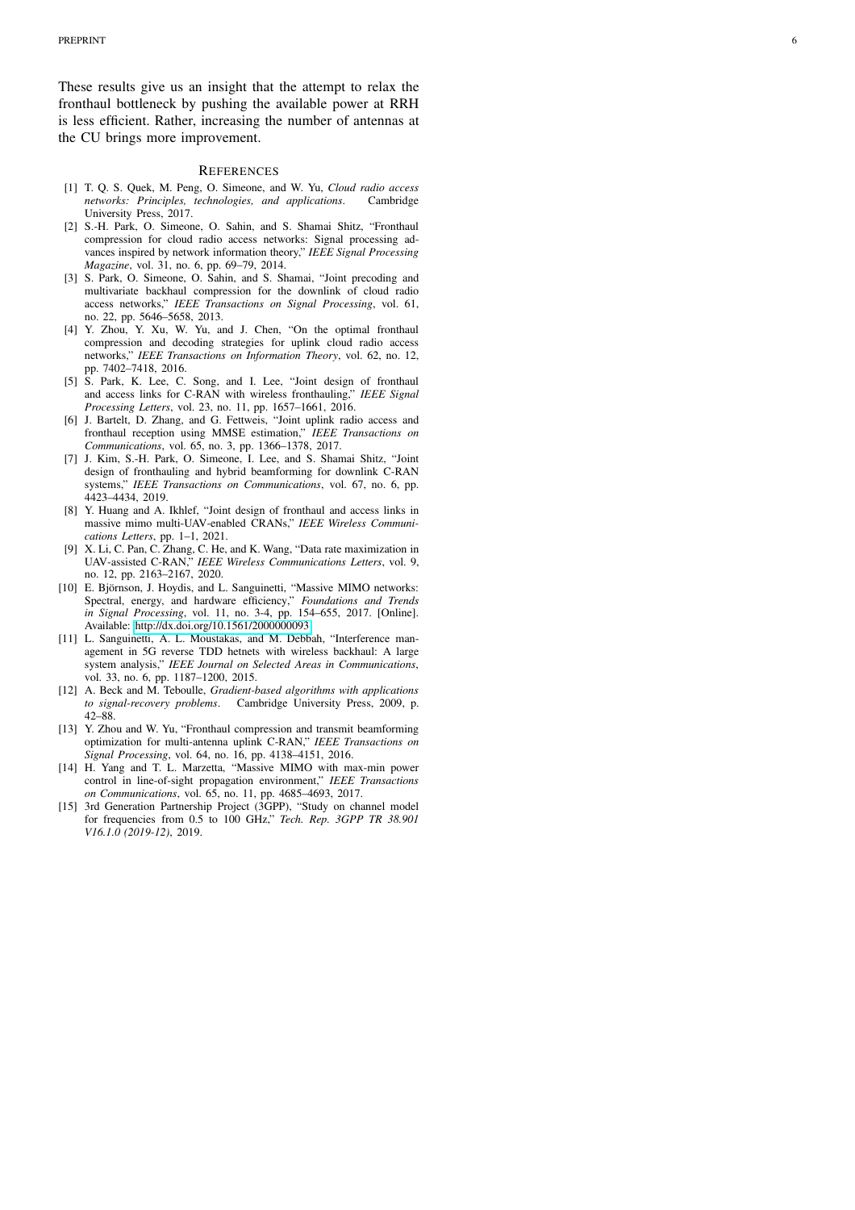These results give us an insight that the attempt to relax the fronthaul bottleneck by pushing the available power at RRH is less efficient. Rather, increasing the number of antennas at the CU brings more improvement.

## REFERENCES

[1] T. Q. S. Quek, M. Peng, O. Simeone, and W. Yu, *Cloud radio access networks: Principles, technologies, and applications*. Cambridge University Press, 2017.

[2] S.-H. Park, O. Simeone, O. Sahin, and S. Shamai Shitz, "Fronthaul compression for cloud radio access networks: Signal processing advances inspired by network information theory," *IEEE Signal Processing Magazine*, vol. 31, no. 6, pp. 69–79, 2014.

[3] S. Park, O. Simeone, O. Sahin, and S. Shamai, "Joint precoding and multivariate backhaul compression for the downlink of cloud radio access networks," *IEEE Transactions on Signal Processing*, vol. 61, no. 22, pp. 5646–5658, 2013.

[4] Y. Zhou, Y. Xu, W. Yu, and J. Chen, "On the optimal fronthaul compression and decoding strategies for uplink cloud radio access networks," *IEEE Transactions on Information Theory*, vol. 62, no. 12, pp. 7402–7418, 2016.

[5] S. Park, K. Lee, C. Song, and I. Lee, "Joint design of fronthaul and access links for C-RAN with wireless fronthauling," *IEEE Signal Processing Letters*, vol. 23, no. 11, pp. 1657–1661, 2016.

[6] J. Bartelt, D. Zhang, and G. Fettweis, "Joint uplink radio access and fronthaul reception using MMSE estimation," *IEEE Transactions on Communications*, vol. 65, no. 3, pp. 1366–1378, 2017.

[7] J. Kim, S.-H. Park, O. Simeone, I. Lee, and S. Shamai Shitz, "Joint design of fronthauling and hybrid beamforming for downlink C-RAN systems," *IEEE Transactions on Communications*, vol. 67, no. 6, pp. 4423–4434, 2019.

[8] Y. Huang and A. Ikhlef, "Joint design of fronthaul and access links in massive mimo multi-UAV-enabled CRANs," *IEEE Wireless Communications Letters*, pp. 1–1, 2021.

[9] X. Li, C. Pan, C. Zhang, C. He, and K. Wang, "Data rate maximization in UAV-assisted C-RAN," *IEEE Wireless Communications Letters*, vol. 9, no. 12, pp. 2163–2167, 2020.

[10] E. Björnson, J. Hoydis, and L. Sanguinetti, "Massive MIMO networks: Spectral, energy, and hardware efficiency," *Foundations and Trends in Signal Processing*, vol. 11, no. 3-4, pp. 154–655, 2017. [Online]. Available: http://dx.doi.org/10.1561/2000000093

[11] L. Sanguinetti, A. L. Moustakas, and M. Debbah, "Interference management in 5G reverse TDD hetnets with wireless backhaul: A large system analysis," *IEEE Journal on Selected Areas in Communications*, vol. 33, no. 6, pp. 1187–1200, 2015.

[12] A. Beck and M. Teboulle, *Gradient-based algorithms with applications to signal-recovery problems*. Cambridge University Press, 2009, p. 42–88.

[13] Y. Zhou and W. Yu, "Fronthaul compression and transmit beamforming optimization for multi-antenna uplink C-RAN," *IEEE Transactions on Signal Processing*, vol. 64, no. 16, pp. 4138–4151, 2016.

[14] H. Yang and T. L. Marzetta, "Massive MIMO with max-min power control in line-of-sight propagation environment," *IEEE Transactions on Communications*, vol. 65, no. 11, pp. 4685–4693, 2017.

[15] 3rd Generation Partnership Project (3GPP), "Study on channel model for frequencies from 0.5 to 100 GHz," *Tech. Rep. 3GPP TR 38.901 V16.1.0 (2019-12)*, 2019.